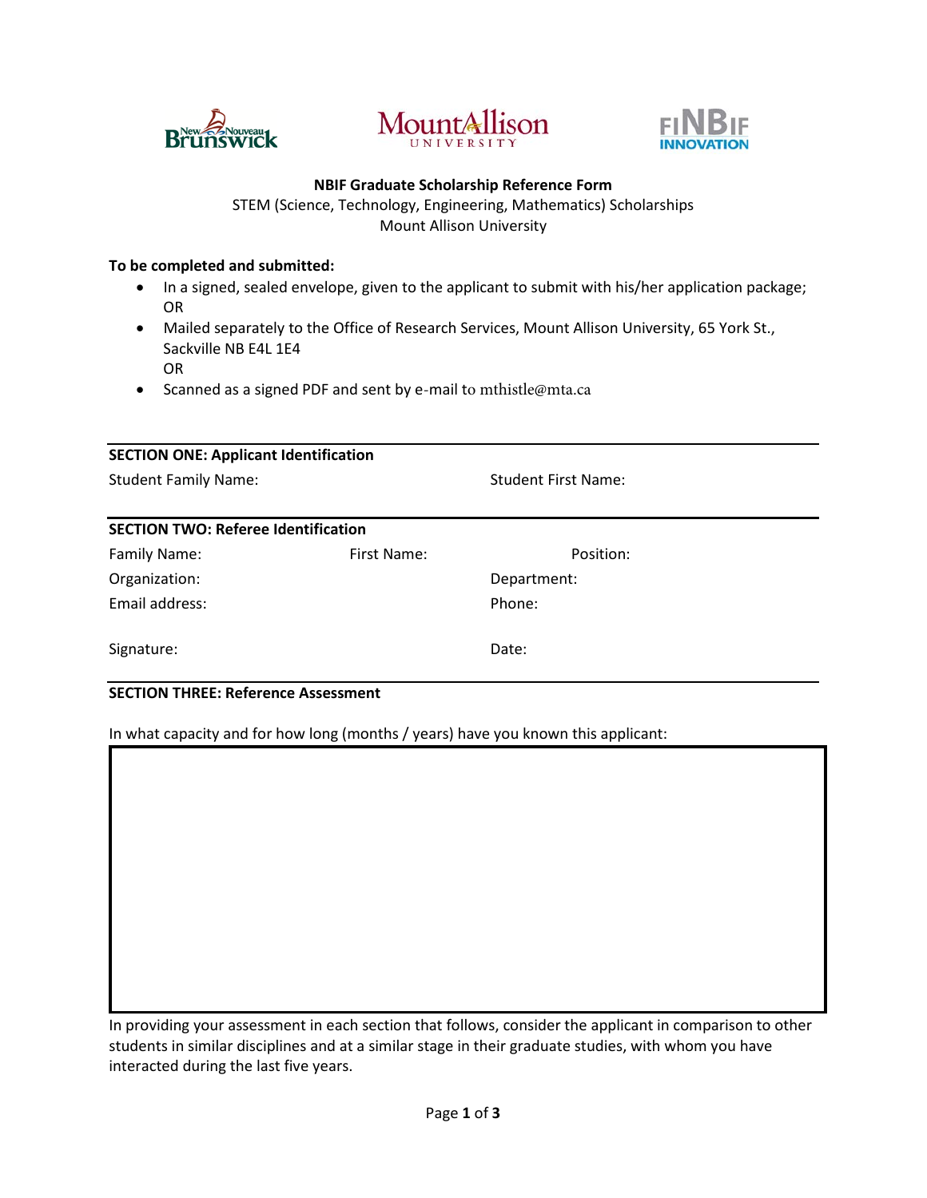**NBIF Graduate Scholarship Reference Form**

STEM (Science, Technology, Engineering, Mathematics) Scholarships

Mount Allison University

**To be completed and submitted:**

- In a signed, sealed envelope, given to the applicant to submit with his/her application package;
  OR
- Mailed separately to the Office of Research Services, Mount Allison University, 65 York St., Sackville NB E4L 1E4
  OR
- Scanned as a signed PDF and sent by e-mail to mthistle@mta.ca

---

**SECTION ONE: Applicant Identification**

Student Family Name: &nbsp;&nbsp;&nbsp;&nbsp;&nbsp;&nbsp;&nbsp;&nbsp; Student First Name:

---

**SECTION TWO: Referee Identification**

Family Name: &nbsp;&nbsp;&nbsp;&nbsp;&nbsp;&nbsp;&nbsp;&nbsp; First Name: &nbsp;&nbsp;&nbsp;&nbsp;&nbsp;&nbsp;&nbsp;&nbsp; Position:

Organization: &nbsp;&nbsp;&nbsp;&nbsp;&nbsp;&nbsp;&nbsp;&nbsp; Department:

Email address: &nbsp;&nbsp;&nbsp;&nbsp;&nbsp;&nbsp;&nbsp;&nbsp; Phone:

Signature: &nbsp;&nbsp;&nbsp;&nbsp;&nbsp;&nbsp;&nbsp;&nbsp; Date:

---

**SECTION THREE: Reference Assessment**

In what capacity and for how long (months / years) have you known this applicant:

In providing your assessment in each section that follows, consider the applicant in comparison to other students in similar disciplines and at a similar stage in their graduate studies, with whom you have interacted during the last five years.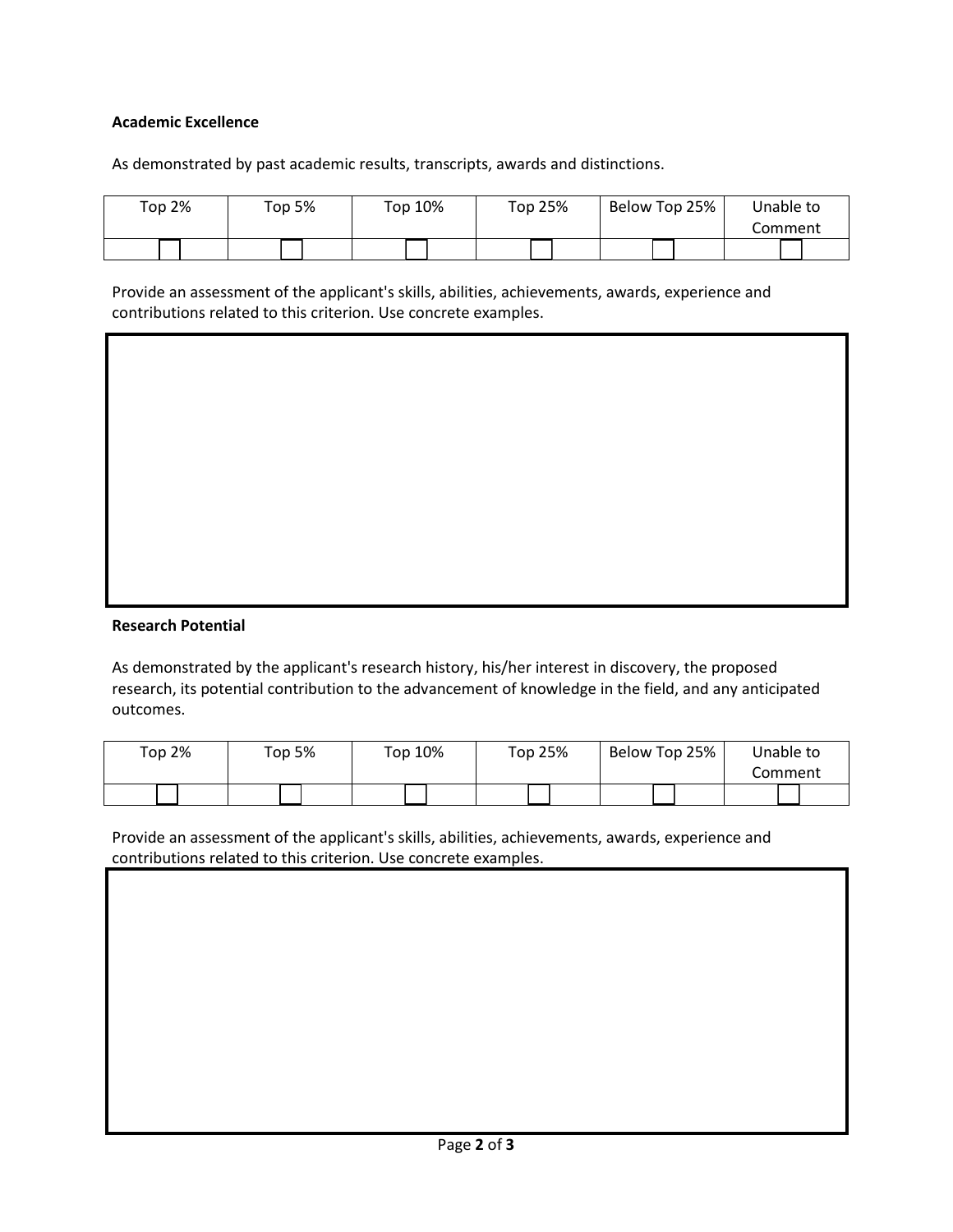**Academic Excellence**

As demonstrated by past academic results, transcripts, awards and distinctions.

| Top 2% | Top 5% | Top 10% | Top 25% | Below Top 25% | Unable to Comment |
|---|---|---|---|---|---|
| ☐ | ☐ | ☐ | ☐ | ☐ | ☐ |

Provide an assessment of the applicant's skills, abilities, achievements, awards, experience and contributions related to this criterion. Use concrete examples.

**Research Potential**

As demonstrated by the applicant's research history, his/her interest in discovery, the proposed research, its potential contribution to the advancement of knowledge in the field, and any anticipated outcomes.

| Top 2% | Top 5% | Top 10% | Top 25% | Below Top 25% | Unable to Comment |
|---|---|---|---|---|---|
| ☐ | ☐ | ☐ | ☐ | ☐ | ☐ |

Provide an assessment of the applicant's skills, abilities, achievements, awards, experience and contributions related to this criterion. Use concrete examples.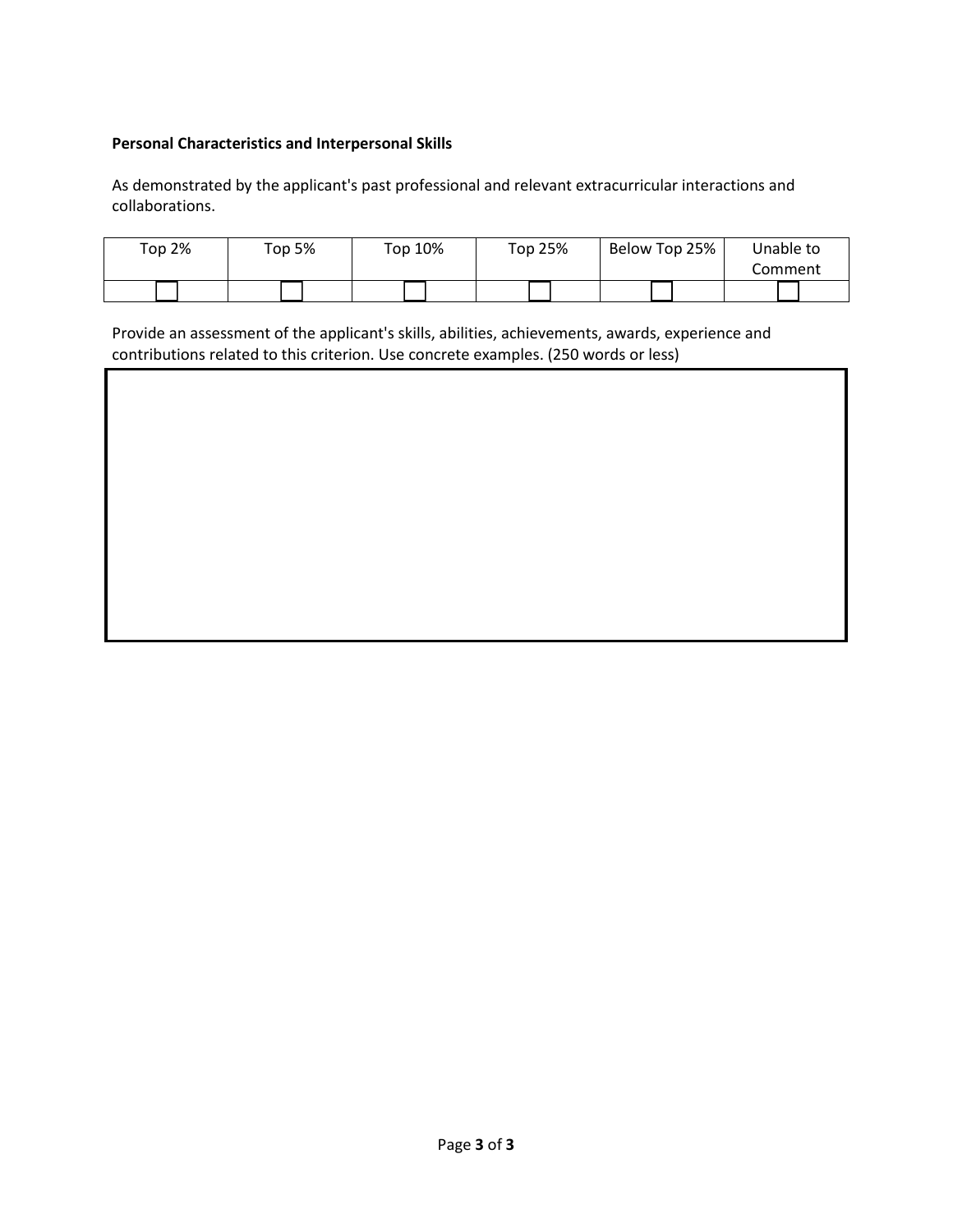**Personal Characteristics and Interpersonal Skills**

As demonstrated by the applicant's past professional and relevant extracurricular interactions and collaborations.

| Top 2% | Top 5% | Top 10% | Top 25% | Below Top 25% | Unable to Comment |
|---|---|---|---|---|---|
| ☐ | ☐ | ☐ | ☐ | ☐ | ☐ |

Provide an assessment of the applicant's skills, abilities, achievements, awards, experience and contributions related to this criterion. Use concrete examples. (250 words or less)